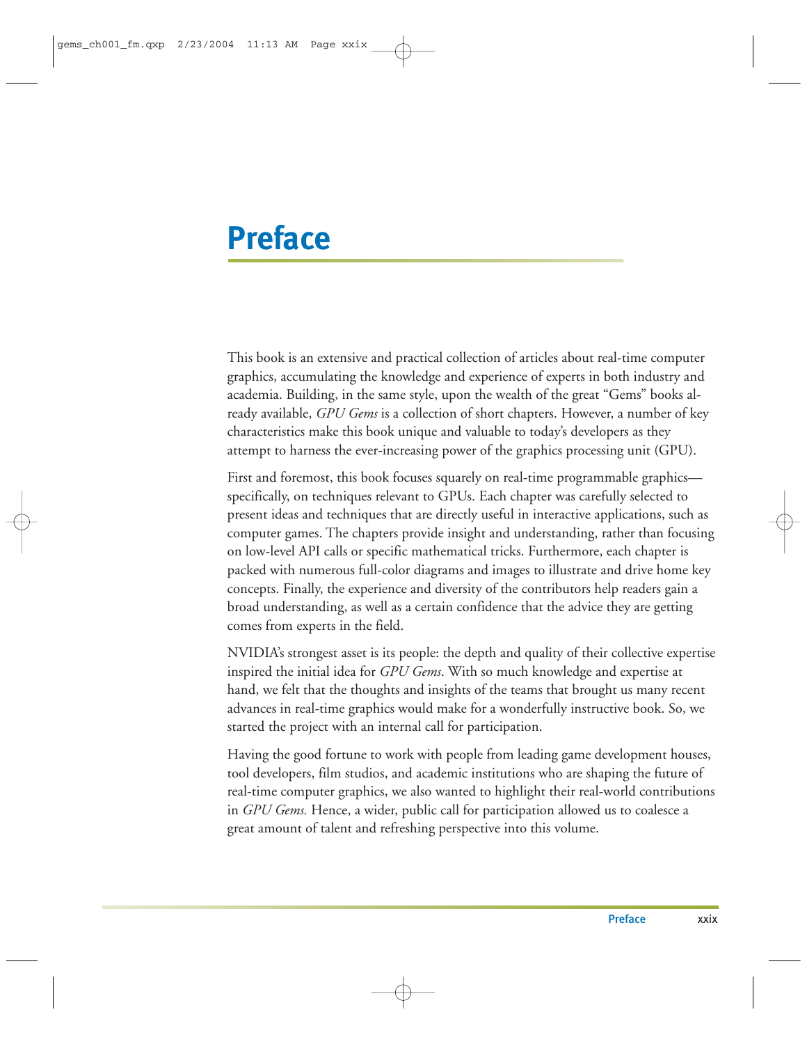# Preface

This book is an extensive and practical collection of articles about real-time computer graphics, accumulating the knowledge and experience of experts in both industry and academia. Building, in the same style, upon the wealth of the great "Gems" books already available, *GPU Gems* is a collection of short chapters. However, a number of key characteristics make this book unique and valuable to today's developers as they attempt to harness the ever-increasing power of the graphics processing unit (GPU).

First and foremost, this book focuses squarely on real-time programmable graphics—specifically, on techniques relevant to GPUs. Each chapter was carefully selected to present ideas and techniques that are directly useful in interactive applications, such as computer games. The chapters provide insight and understanding, rather than focusing on low-level API calls or specific mathematical tricks. Furthermore, each chapter is packed with numerous full-color diagrams and images to illustrate and drive home key concepts. Finally, the experience and diversity of the contributors help readers gain a broad understanding, as well as a certain confidence that the advice they are getting comes from experts in the field.

NVIDIA's strongest asset is its people: the depth and quality of their collective expertise inspired the initial idea for *GPU Gems*. With so much knowledge and expertise at hand, we felt that the thoughts and insights of the teams that brought us many recent advances in real-time graphics would make for a wonderfully instructive book. So, we started the project with an internal call for participation.

Having the good fortune to work with people from leading game development houses, tool developers, film studios, and academic institutions who are shaping the future of real-time computer graphics, we also wanted to highlight their real-world contributions in *GPU Gems.* Hence, a wider, public call for participation allowed us to coalesce a great amount of talent and refreshing perspective into this volume.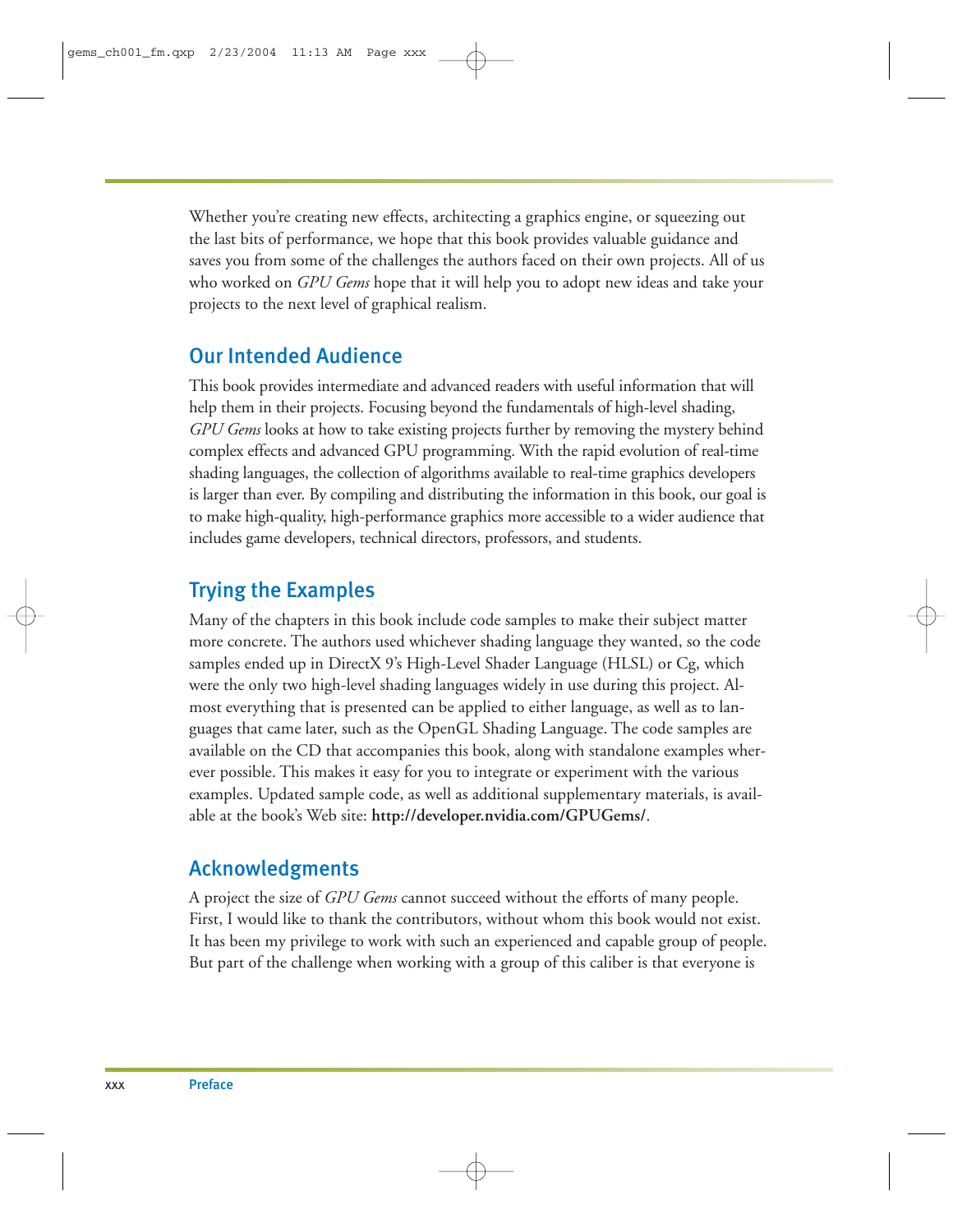Whether you're creating new effects, architecting a graphics engine, or squeezing out the last bits of performance, we hope that this book provides valuable guidance and saves you from some of the challenges the authors faced on their own projects. All of us who worked on *GPU Gems* hope that it will help you to adopt new ideas and take your projects to the next level of graphical realism.

## Our Intended Audience

This book provides intermediate and advanced readers with useful information that will help them in their projects. Focusing beyond the fundamentals of high-level shading, *GPU Gems* looks at how to take existing projects further by removing the mystery behind complex effects and advanced GPU programming. With the rapid evolution of real-time shading languages, the collection of algorithms available to real-time graphics developers is larger than ever. By compiling and distributing the information in this book, our goal is to make high-quality, high-performance graphics more accessible to a wider audience that includes game developers, technical directors, professors, and students.

## Trying the Examples

Many of the chapters in this book include code samples to make their subject matter more concrete. The authors used whichever shading language they wanted, so the code samples ended up in DirectX 9's High-Level Shader Language (HLSL) or Cg, which were the only two high-level shading languages widely in use during this project. Almost everything that is presented can be applied to either language, as well as to languages that came later, such as the OpenGL Shading Language. The code samples are available on the CD that accompanies this book, along with standalone examples wherever possible. This makes it easy for you to integrate or experiment with the various examples. Updated sample code, as well as additional supplementary materials, is available at the book's Web site: **http://developer.nvidia.com/GPUGems/**.

## Acknowledgments

A project the size of *GPU Gems* cannot succeed without the efforts of many people. First, I would like to thank the contributors, without whom this book would not exist. It has been my privilege to work with such an experienced and capable group of people. But part of the challenge when working with a group of this caliber is that everyone is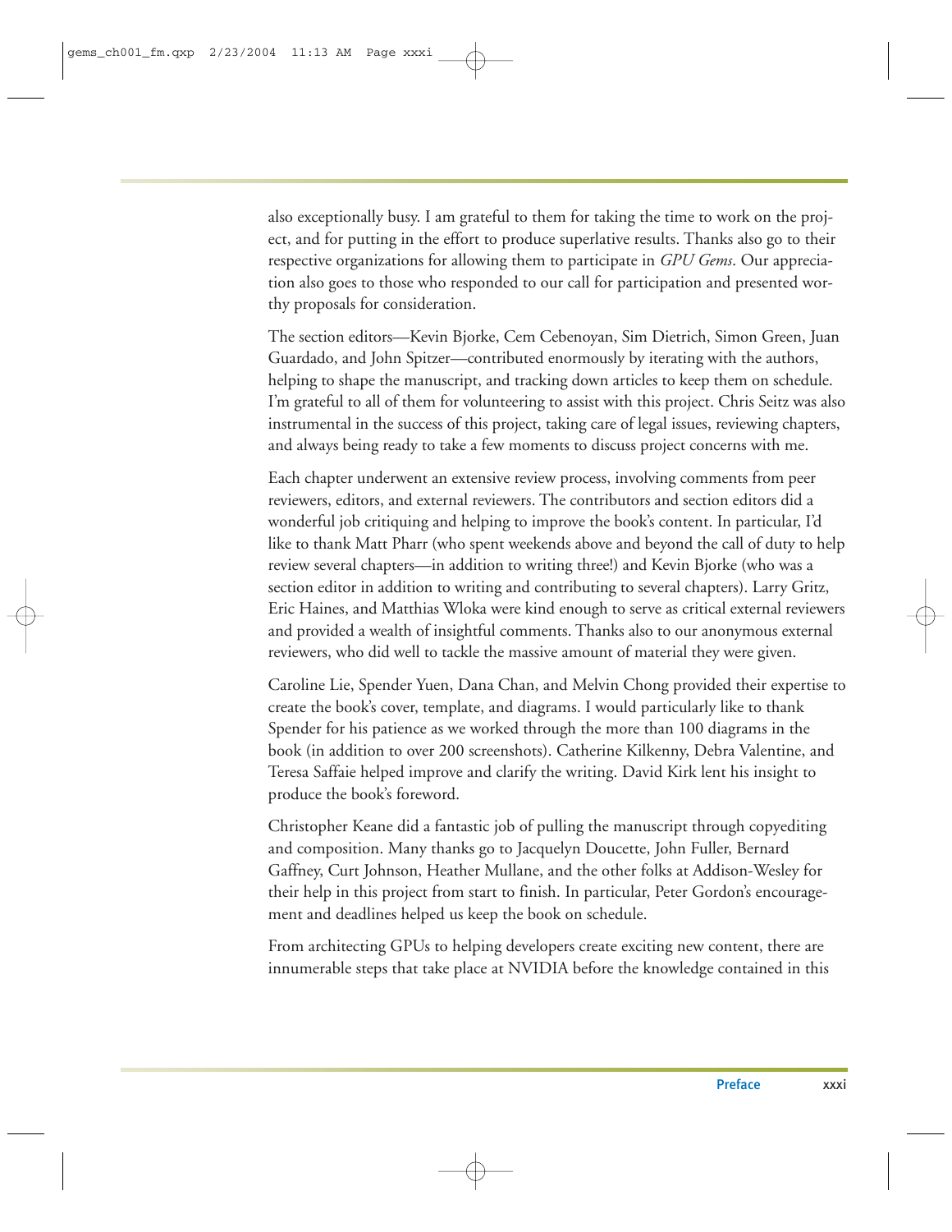also exceptionally busy. I am grateful to them for taking the time to work on the project, and for putting in the effort to produce superlative results. Thanks also go to their respective organizations for allowing them to participate in *GPU Gems*. Our appreciation also goes to those who responded to our call for participation and presented worthy proposals for consideration.

The section editors—Kevin Bjorke, Cem Cebenoyan, Sim Dietrich, Simon Green, Juan Guardado, and John Spitzer—contributed enormously by iterating with the authors, helping to shape the manuscript, and tracking down articles to keep them on schedule. I'm grateful to all of them for volunteering to assist with this project. Chris Seitz was also instrumental in the success of this project, taking care of legal issues, reviewing chapters, and always being ready to take a few moments to discuss project concerns with me.

Each chapter underwent an extensive review process, involving comments from peer reviewers, editors, and external reviewers. The contributors and section editors did a wonderful job critiquing and helping to improve the book's content. In particular, I'd like to thank Matt Pharr (who spent weekends above and beyond the call of duty to help review several chapters—in addition to writing three!) and Kevin Bjorke (who was a section editor in addition to writing and contributing to several chapters). Larry Gritz, Eric Haines, and Matthias Wloka were kind enough to serve as critical external reviewers and provided a wealth of insightful comments. Thanks also to our anonymous external reviewers, who did well to tackle the massive amount of material they were given.

Caroline Lie, Spender Yuen, Dana Chan, and Melvin Chong provided their expertise to create the book's cover, template, and diagrams. I would particularly like to thank Spender for his patience as we worked through the more than 100 diagrams in the book (in addition to over 200 screenshots). Catherine Kilkenny, Debra Valentine, and Teresa Saffaie helped improve and clarify the writing. David Kirk lent his insight to produce the book's foreword.

Christopher Keane did a fantastic job of pulling the manuscript through copyediting and composition. Many thanks go to Jacquelyn Doucette, John Fuller, Bernard Gaffney, Curt Johnson, Heather Mullane, and the other folks at Addison-Wesley for their help in this project from start to finish. In particular, Peter Gordon's encouragement and deadlines helped us keep the book on schedule.

From architecting GPUs to helping developers create exciting new content, there are innumerable steps that take place at NVIDIA before the knowledge contained in this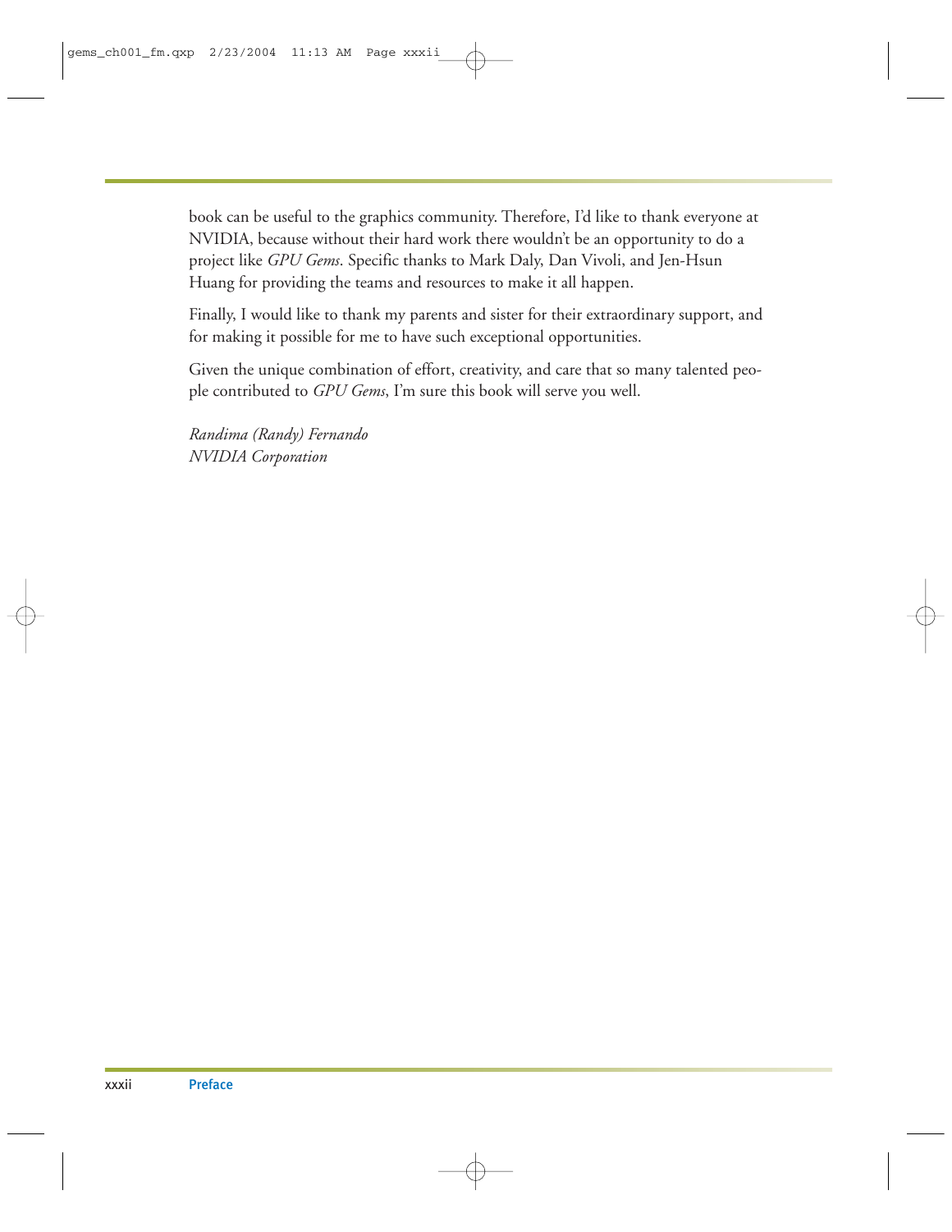book can be useful to the graphics community. Therefore, I'd like to thank everyone at NVIDIA, because without their hard work there wouldn't be an opportunity to do a project like *GPU Gems*. Specific thanks to Mark Daly, Dan Vivoli, and Jen-Hsun Huang for providing the teams and resources to make it all happen.

Finally, I would like to thank my parents and sister for their extraordinary support, and for making it possible for me to have such exceptional opportunities.

Given the unique combination of effort, creativity, and care that so many talented people contributed to *GPU Gems*, I'm sure this book will serve you well.

*Randima (Randy) Fernando*
*NVIDIA Corporation*